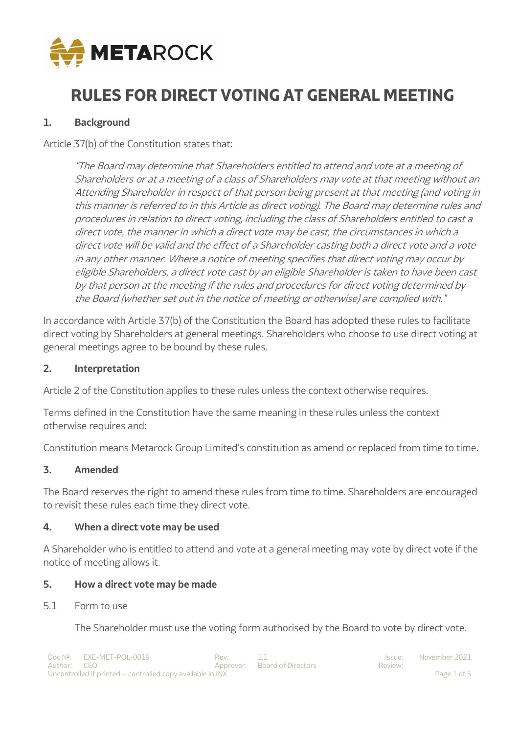# RULES FOR DIRECT VOTING AT GENERAL MEETING

## 1. Background

Article 37(b) of the Constitution states that:

> *"The Board may determine that Shareholders entitled to attend and vote at a meeting of Shareholders or at a meeting of a class of Shareholders may vote at that meeting without an Attending Shareholder in respect of that person being present at that meeting (and voting in this manner is referred to in this Article as direct voting). The Board may determine rules and procedures in relation to direct voting, including the class of Shareholders entitled to cast a direct vote, the manner in which a direct vote may be cast, the circumstances in which a direct vote will be valid and the effect of a Shareholder casting both a direct vote and a vote in any other manner. Where a notice of meeting specifies that direct voting may occur by eligible Shareholders, a direct vote cast by an eligible Shareholder is taken to have been cast by that person at the meeting if the rules and procedures for direct voting determined by the Board (whether set out in the notice of meeting or otherwise) are complied with."*

In accordance with Article 37(b) of the Constitution the Board has adopted these rules to facilitate direct voting by Shareholders at general meetings. Shareholders who choose to use direct voting at general meetings agree to be bound by these rules.

## 2. Interpretation

Article 2 of the Constitution applies to these rules unless the context otherwise requires.

Terms defined in the Constitution have the same meaning in these rules unless the context otherwise requires and:

Constitution means Metarock Group Limited's constitution as amend or replaced from time to time.

## 3. Amended

The Board reserves the right to amend these rules from time to time. Shareholders are encouraged to revisit these rules each time they direct vote.

## 4. When a direct vote may be used

A Shareholder who is entitled to attend and vote at a general meeting may vote by direct vote if the notice of meeting allows it.

## 5. How a direct vote may be made

5.1 Form to use

The Shareholder must use the voting form authorised by the Board to vote by direct vote.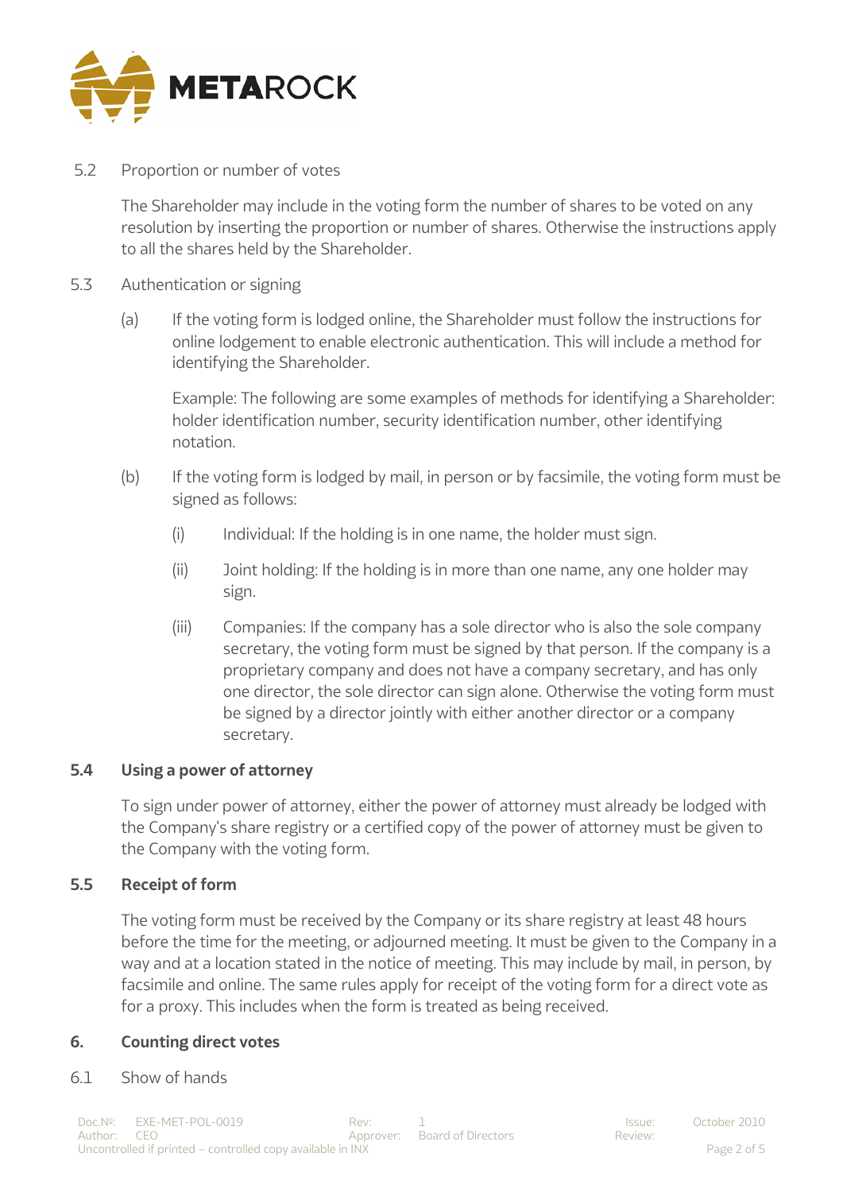### 5.2 Proportion or number of votes

The Shareholder may include in the voting form the number of shares to be voted on any resolution by inserting the proportion or number of shares. Otherwise the instructions apply to all the shares held by the Shareholder.

### 5.3 Authentication or signing

(a) If the voting form is lodged online, the Shareholder must follow the instructions for online lodgement to enable electronic authentication. This will include a method for identifying the Shareholder.

Example: The following are some examples of methods for identifying a Shareholder: holder identification number, security identification number, other identifying notation.

(b) If the voting form is lodged by mail, in person or by facsimile, the voting form must be signed as follows:

(i) Individual: If the holding is in one name, the holder must sign.

(ii) Joint holding: If the holding is in more than one name, any one holder may sign.

(iii) Companies: If the company has a sole director who is also the sole company secretary, the voting form must be signed by that person. If the company is a proprietary company and does not have a company secretary, and has only one director, the sole director can sign alone. Otherwise the voting form must be signed by a director jointly with either another director or a company secretary.

### 5.4 Using a power of attorney

To sign under power of attorney, either the power of attorney must already be lodged with the Company's share registry or a certified copy of the power of attorney must be given to the Company with the voting form.

### 5.5 Receipt of form

The voting form must be received by the Company or its share registry at least 48 hours before the time for the meeting, or adjourned meeting. It must be given to the Company in a way and at a location stated in the notice of meeting. This may include by mail, in person, by facsimile and online. The same rules apply for receipt of the voting form for a direct vote as for a proxy. This includes when the form is treated as being received.

## 6. Counting direct votes

### 6.1 Show of hands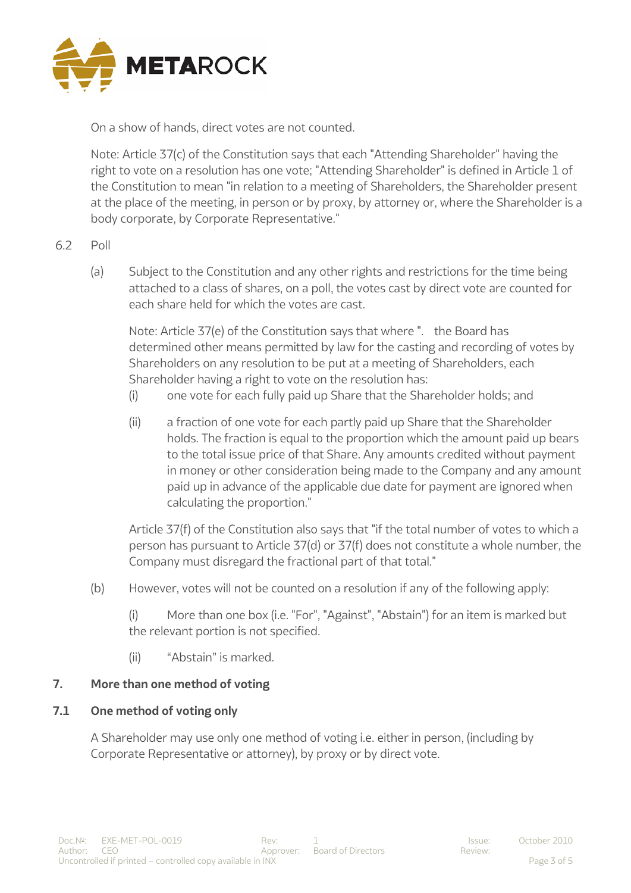On a show of hands, direct votes are not counted.

Note: Article 37(c) of the Constitution says that each "Attending Shareholder" having the right to vote on a resolution has one vote; "Attending Shareholder" is defined in Article 1 of the Constitution to mean "in relation to a meeting of Shareholders, the Shareholder present at the place of the meeting, in person or by proxy, by attorney or, where the Shareholder is a body corporate, by Corporate Representative."

6.2 Poll

(a) Subject to the Constitution and any other rights and restrictions for the time being attached to a class of shares, on a poll, the votes cast by direct vote are counted for each share held for which the votes are cast.

Note: Article 37(e) of the Constitution says that where ". the Board has determined other means permitted by law for the casting and recording of votes by Shareholders on any resolution to be put at a meeting of Shareholders, each Shareholder having a right to vote on the resolution has:

(i) one vote for each fully paid up Share that the Shareholder holds; and

(ii) a fraction of one vote for each partly paid up Share that the Shareholder holds. The fraction is equal to the proportion which the amount paid up bears to the total issue price of that Share. Any amounts credited without payment in money or other consideration being made to the Company and any amount paid up in advance of the applicable due date for payment are ignored when calculating the proportion."

Article 37(f) of the Constitution also says that "if the total number of votes to which a person has pursuant to Article 37(d) or 37(f) does not constitute a whole number, the Company must disregard the fractional part of that total."

(b) However, votes will not be counted on a resolution if any of the following apply:

(i) More than one box (i.e. "For", "Against", "Abstain") for an item is marked but the relevant portion is not specified.

(ii) "Abstain" is marked.

## 7. More than one method of voting

### 7.1 One method of voting only

A Shareholder may use only one method of voting i.e. either in person, (including by Corporate Representative or attorney), by proxy or by direct vote.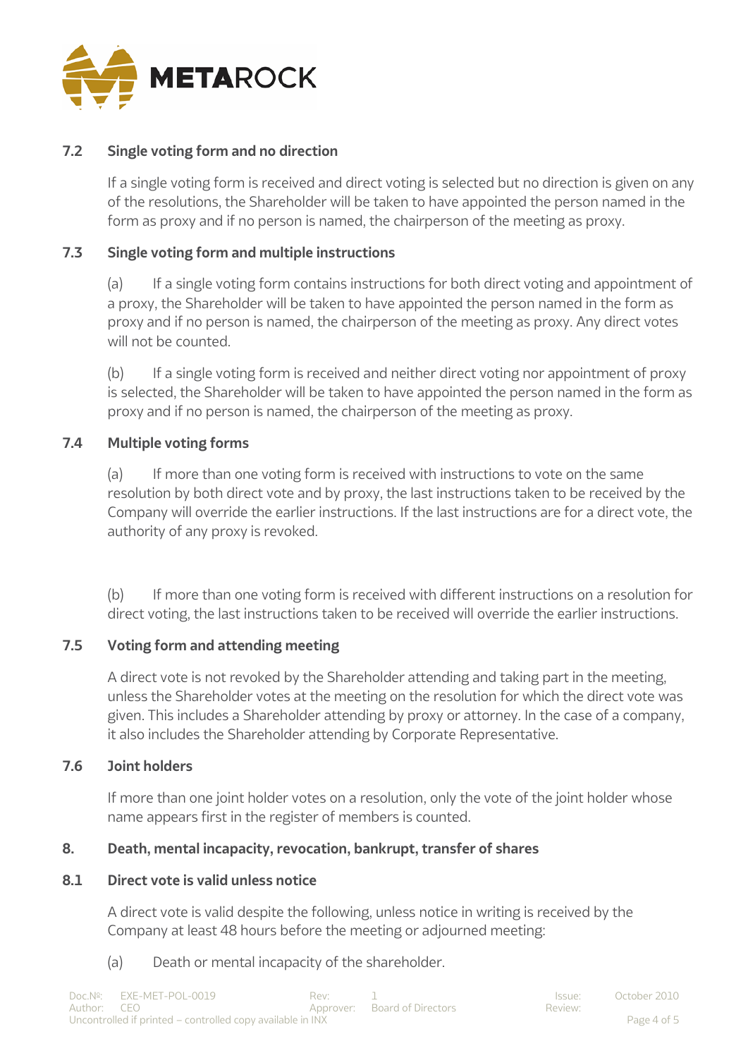### 7.2 Single voting form and no direction

If a single voting form is received and direct voting is selected but no direction is given on any of the resolutions, the Shareholder will be taken to have appointed the person named in the form as proxy and if no person is named, the chairperson of the meeting as proxy.

### 7.3 Single voting form and multiple instructions

(a) If a single voting form contains instructions for both direct voting and appointment of a proxy, the Shareholder will be taken to have appointed the person named in the form as proxy and if no person is named, the chairperson of the meeting as proxy. Any direct votes will not be counted.

(b) If a single voting form is received and neither direct voting nor appointment of proxy is selected, the Shareholder will be taken to have appointed the person named in the form as proxy and if no person is named, the chairperson of the meeting as proxy.

### 7.4 Multiple voting forms

(a) If more than one voting form is received with instructions to vote on the same resolution by both direct vote and by proxy, the last instructions taken to be received by the Company will override the earlier instructions. If the last instructions are for a direct vote, the authority of any proxy is revoked.

(b) If more than one voting form is received with different instructions on a resolution for direct voting, the last instructions taken to be received will override the earlier instructions.

### 7.5 Voting form and attending meeting

A direct vote is not revoked by the Shareholder attending and taking part in the meeting, unless the Shareholder votes at the meeting on the resolution for which the direct vote was given. This includes a Shareholder attending by proxy or attorney. In the case of a company, it also includes the Shareholder attending by Corporate Representative.

### 7.6 Joint holders

If more than one joint holder votes on a resolution, only the vote of the joint holder whose name appears first in the register of members is counted.

## 8. Death, mental incapacity, revocation, bankrupt, transfer of shares

### 8.1 Direct vote is valid unless notice

A direct vote is valid despite the following, unless notice in writing is received by the Company at least 48 hours before the meeting or adjourned meeting:

(a) Death or mental incapacity of the shareholder.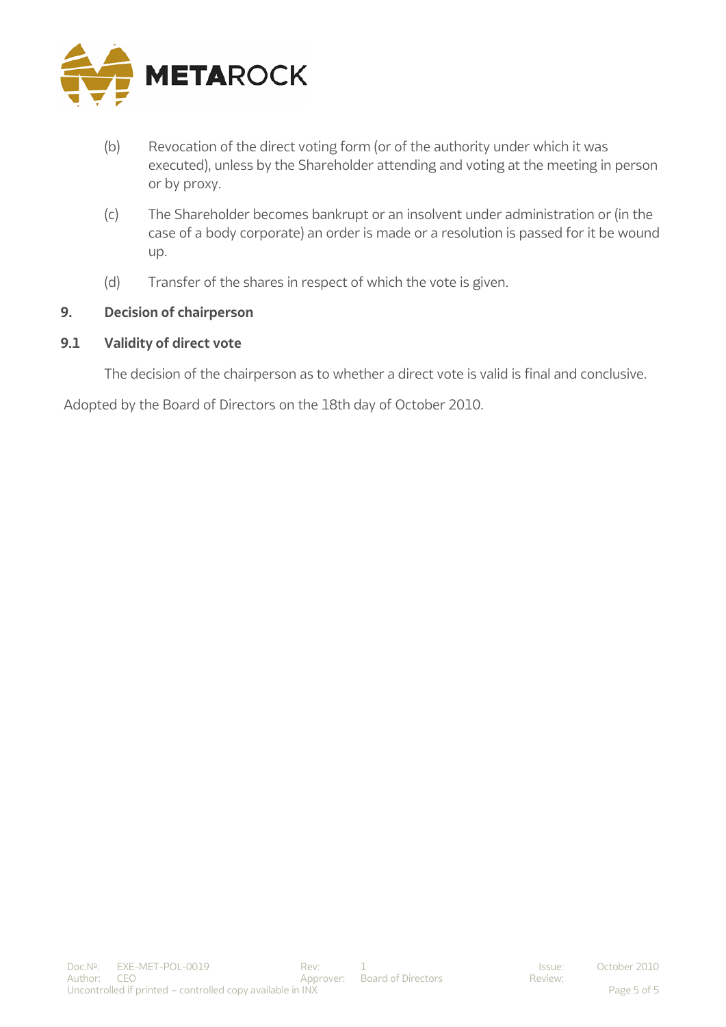(b) Revocation of the direct voting form (or of the authority under which it was executed), unless by the Shareholder attending and voting at the meeting in person or by proxy.

(c) The Shareholder becomes bankrupt or an insolvent under administration or (in the case of a body corporate) an order is made or a resolution is passed for it be wound up.

(d) Transfer of the shares in respect of which the vote is given.

## 9. Decision of chairperson

### 9.1 Validity of direct vote

The decision of the chairperson as to whether a direct vote is valid is final and conclusive.

Adopted by the Board of Directors on the 18th day of October 2010.